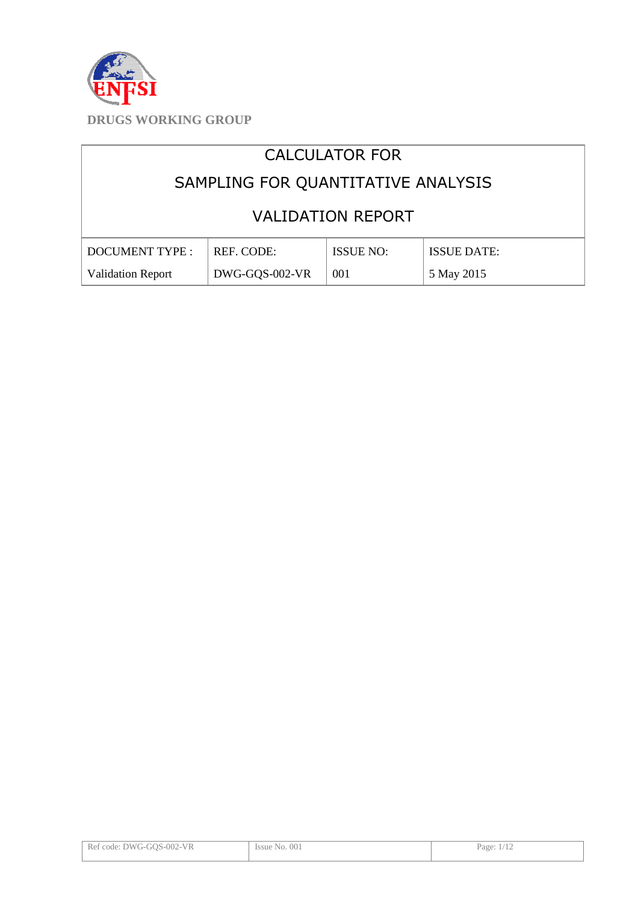**DRUGS WORKING GROUP**

# CALCULATOR FOR

# SAMPLING FOR QUANTITATIVE ANALYSIS

# VALIDATION REPORT

| DOCUMENT TYPE : | REF. CODE: | ISSUE NO: | ISSUE DATE: |
|---|---|---|---|
| Validation Report | DWG-GQS-002-VR | 001 | 5 May 2015 |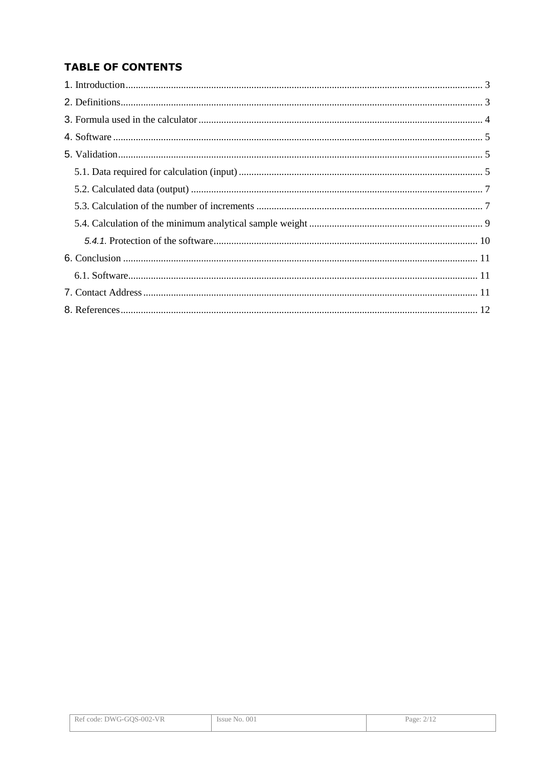## TABLE OF CONTENTS

1. Introduction ... 3
2. Definitions ... 3
3. Formula used in the calculator ... 4
4. Software ... 5
5. Validation ... 5
   - 5.1. Data required for calculation (input) ... 5
   - 5.2. Calculated data (output) ... 7
   - 5.3. Calculation of the number of increments ... 7
   - 5.4. Calculation of the minimum analytical sample weight ... 9
     - *5.4.1.* Protection of the software ... 10
6. Conclusion ... 11
   - 6.1. Software ... 11
7. Contact Address ... 11
8. References ... 12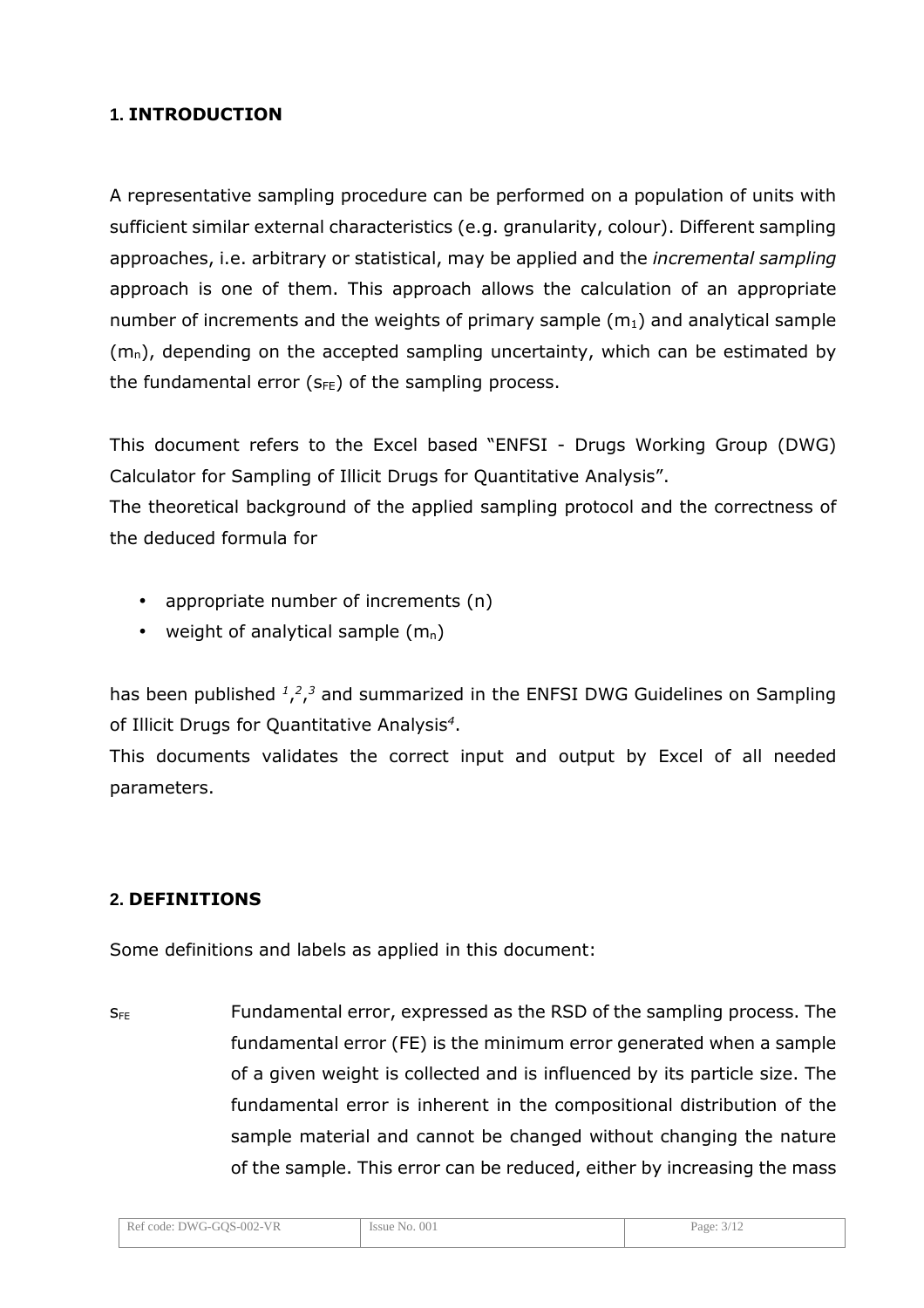## 1. INTRODUCTION

A representative sampling procedure can be performed on a population of units with sufficient similar external characteristics (e.g. granularity, colour). Different sampling approaches, i.e. arbitrary or statistical, may be applied and the *incremental sampling* approach is one of them. This approach allows the calculation of an appropriate number of increments and the weights of primary sample ($m_1$) and analytical sample ($m_n$), depending on the accepted sampling uncertainty, which can be estimated by the fundamental error ($s_{FE}$) of the sampling process.

This document refers to the Excel based "ENFSI - Drugs Working Group (DWG) Calculator for Sampling of Illicit Drugs for Quantitative Analysis".

The theoretical background of the applied sampling protocol and the correctness of the deduced formula for

- appropriate number of increments (n)
- weight of analytical sample ($m_n$)

has been published [1],[2],[3] and summarized in the ENFSI DWG Guidelines on Sampling of Illicit Drugs for Quantitative Analysis[4].

This documents validates the correct input and output by Excel of all needed parameters.

## 2. DEFINITIONS

Some definitions and labels as applied in this document:

$s_{FE}$ Fundamental error, expressed as the RSD of the sampling process. The fundamental error (FE) is the minimum error generated when a sample of a given weight is collected and is influenced by its particle size. The fundamental error is inherent in the compositional distribution of the sample material and cannot be changed without changing the nature of the sample. This error can be reduced, either by increasing the mass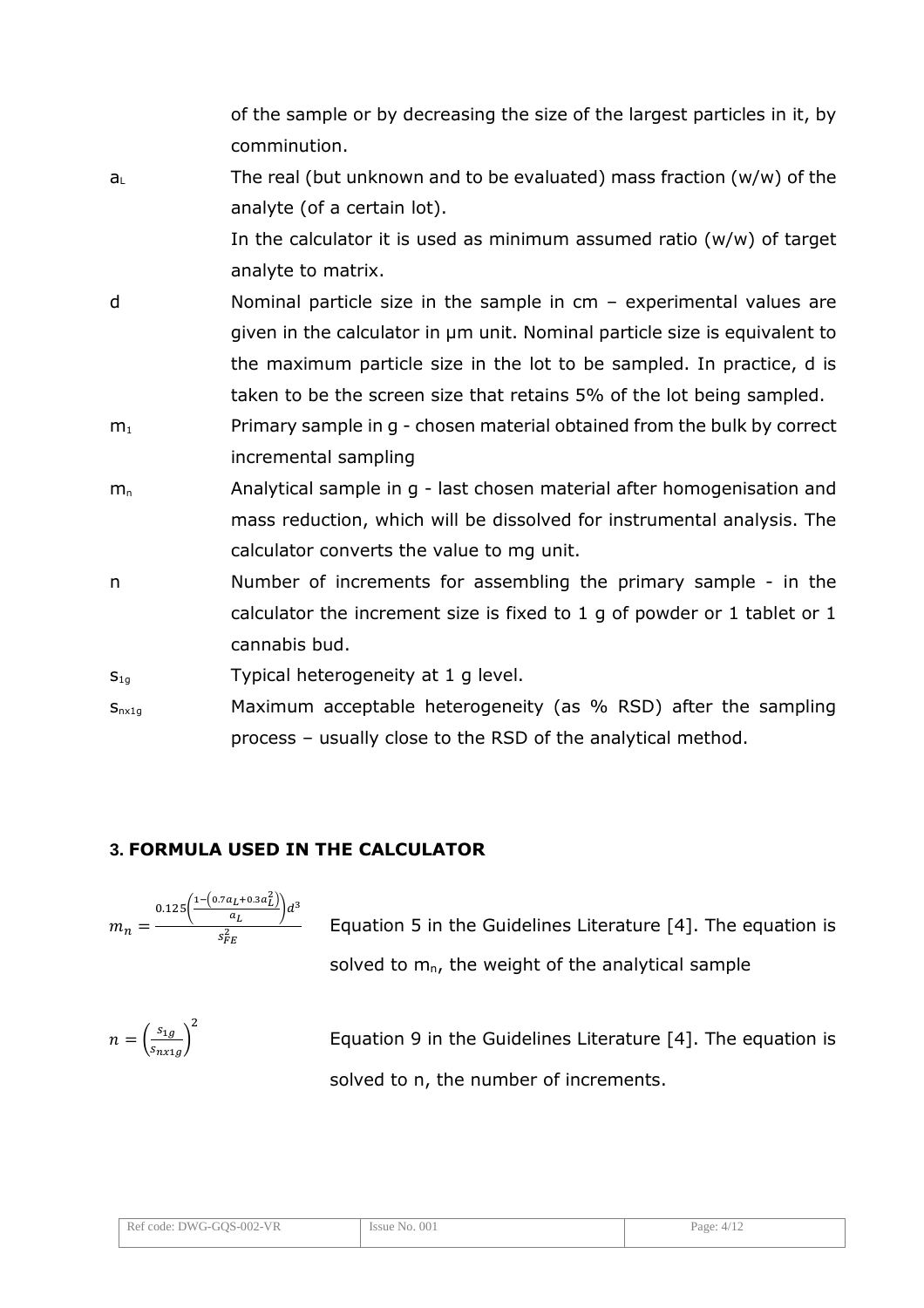of the sample or by decreasing the size of the largest particles in it, by comminution.

$a_L$ The real (but unknown and to be evaluated) mass fraction (w/w) of the analyte (of a certain lot).

In the calculator it is used as minimum assumed ratio (w/w) of target analyte to matrix.

d Nominal particle size in the sample in cm – experimental values are given in the calculator in µm unit. Nominal particle size is equivalent to the maximum particle size in the lot to be sampled. In practice, d is taken to be the screen size that retains 5% of the lot being sampled.

$m_1$ Primary sample in g - chosen material obtained from the bulk by correct incremental sampling

$m_n$ Analytical sample in g - last chosen material after homogenisation and mass reduction, which will be dissolved for instrumental analysis. The calculator converts the value to mg unit.

n Number of increments for assembling the primary sample - in the calculator the increment size is fixed to 1 g of powder or 1 tablet or 1 cannabis bud.

$s_{1g}$ Typical heterogeneity at 1 g level.

$s_{nx1g}$ Maximum acceptable heterogeneity (as % RSD) after the sampling process – usually close to the RSD of the analytical method.

## 3. FORMULA USED IN THE CALCULATOR

$$m_n = \frac{0.125\left(\frac{1-\left(0.7a_L+0.3a_L^2\right)}{a_L}\right)d^3}{s_{FE}^2}$$

Equation 5 in the Guidelines Literature [4]. The equation is solved to $m_n$, the weight of the analytical sample

$$n = \left(\frac{s_{1g}}{s_{nx1g}}\right)^2$$

Equation 9 in the Guidelines Literature [4]. The equation is solved to n, the number of increments.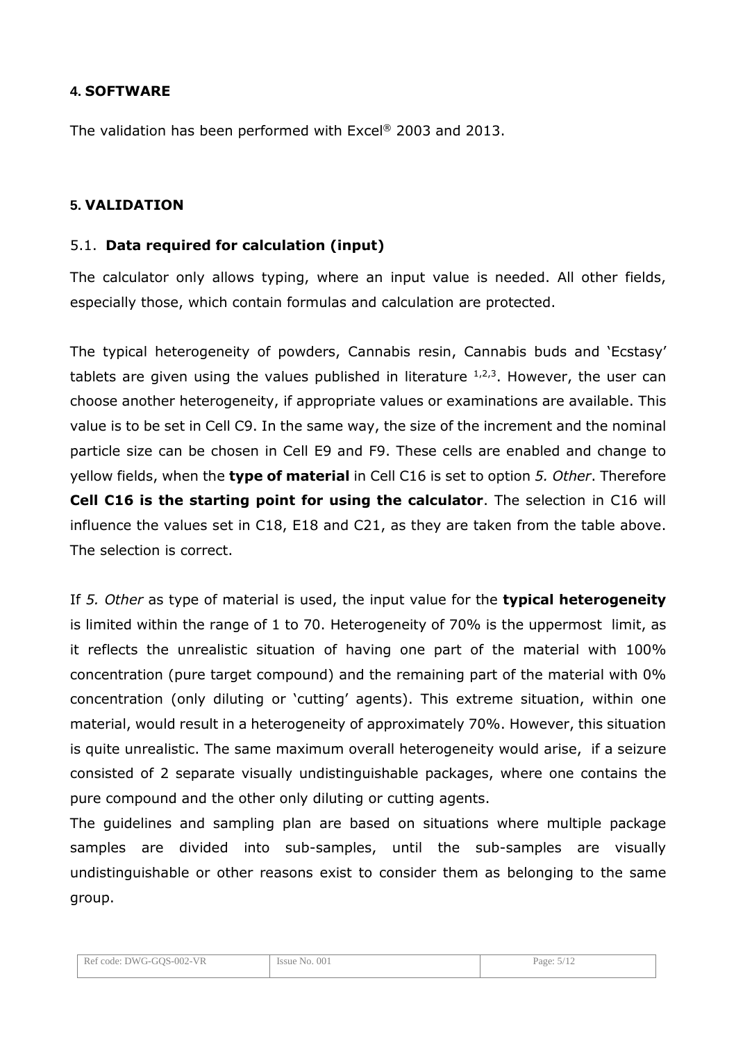## 4. SOFTWARE

The validation has been performed with Excel® 2003 and 2013.

## 5. VALIDATION

### 5.1. Data required for calculation (input)

The calculator only allows typing, where an input value is needed. All other fields, especially those, which contain formulas and calculation are protected.

The typical heterogeneity of powders, Cannabis resin, Cannabis buds and 'Ecstasy' tablets are given using the values published in literature [1,2,3]. However, the user can choose another heterogeneity, if appropriate values or examinations are available. This value is to be set in Cell C9. In the same way, the size of the increment and the nominal particle size can be chosen in Cell E9 and F9. These cells are enabled and change to yellow fields, when the **type of material** in Cell C16 is set to option *5. Other*. Therefore **Cell C16 is the starting point for using the calculator**. The selection in C16 will influence the values set in C18, E18 and C21, as they are taken from the table above. The selection is correct.

If *5. Other* as type of material is used, the input value for the **typical heterogeneity** is limited within the range of 1 to 70. Heterogeneity of 70% is the uppermost limit, as it reflects the unrealistic situation of having one part of the material with 100% concentration (pure target compound) and the remaining part of the material with 0% concentration (only diluting or 'cutting' agents). This extreme situation, within one material, would result in a heterogeneity of approximately 70%. However, this situation is quite unrealistic. The same maximum overall heterogeneity would arise, if a seizure consisted of 2 separate visually undistinguishable packages, where one contains the pure compound and the other only diluting or cutting agents.
The guidelines and sampling plan are based on situations where multiple package samples are divided into sub-samples, until the sub-samples are visually undistinguishable or other reasons exist to consider them as belonging to the same group.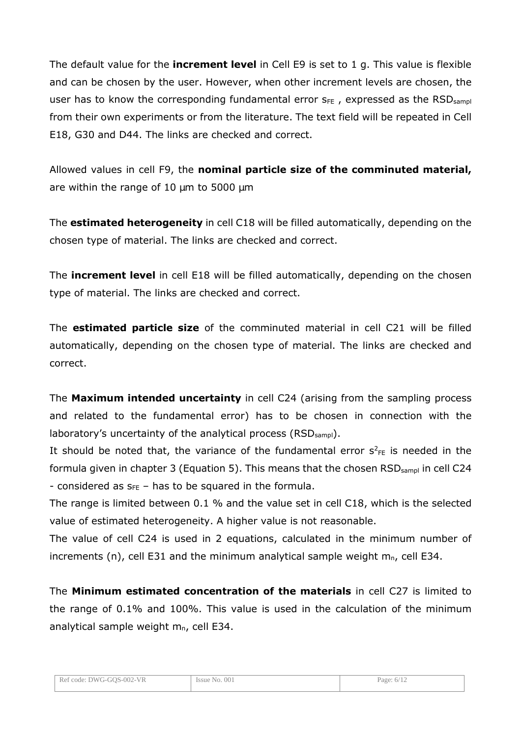The default value for the **increment level** in Cell E9 is set to 1 g. This value is flexible and can be chosen by the user. However, when other increment levels are chosen, the user has to know the corresponding fundamental error $s_{FE}$ , expressed as the $RSD_{sampl}$ from their own experiments or from the literature. The text field will be repeated in Cell E18, G30 and D44. The links are checked and correct.

Allowed values in cell F9, the **nominal particle size of the comminuted material,** are within the range of 10 µm to 5000 µm

The **estimated heterogeneity** in cell C18 will be filled automatically, depending on the chosen type of material. The links are checked and correct.

The **increment level** in cell E18 will be filled automatically, depending on the chosen type of material. The links are checked and correct.

The **estimated particle size** of the comminuted material in cell C21 will be filled automatically, depending on the chosen type of material. The links are checked and correct.

The **Maximum intended uncertainty** in cell C24 (arising from the sampling process and related to the fundamental error) has to be chosen in connection with the laboratory's uncertainty of the analytical process ($RSD_{sampl}$).
It should be noted that, the variance of the fundamental error $s^2_{FE}$ is needed in the formula given in chapter 3 (Equation 5). This means that the chosen $RSD_{sampl}$ in cell C24 - considered as $s_{FE}$ – has to be squared in the formula.
The range is limited between 0.1 % and the value set in cell C18, which is the selected value of estimated heterogeneity. A higher value is not reasonable.
The value of cell C24 is used in 2 equations, calculated in the minimum number of increments (n), cell E31 and the minimum analytical sample weight $m_n$, cell E34.

The **Minimum estimated concentration of the materials** in cell C27 is limited to the range of 0.1% and 100%. This value is used in the calculation of the minimum analytical sample weight $m_n$, cell E34.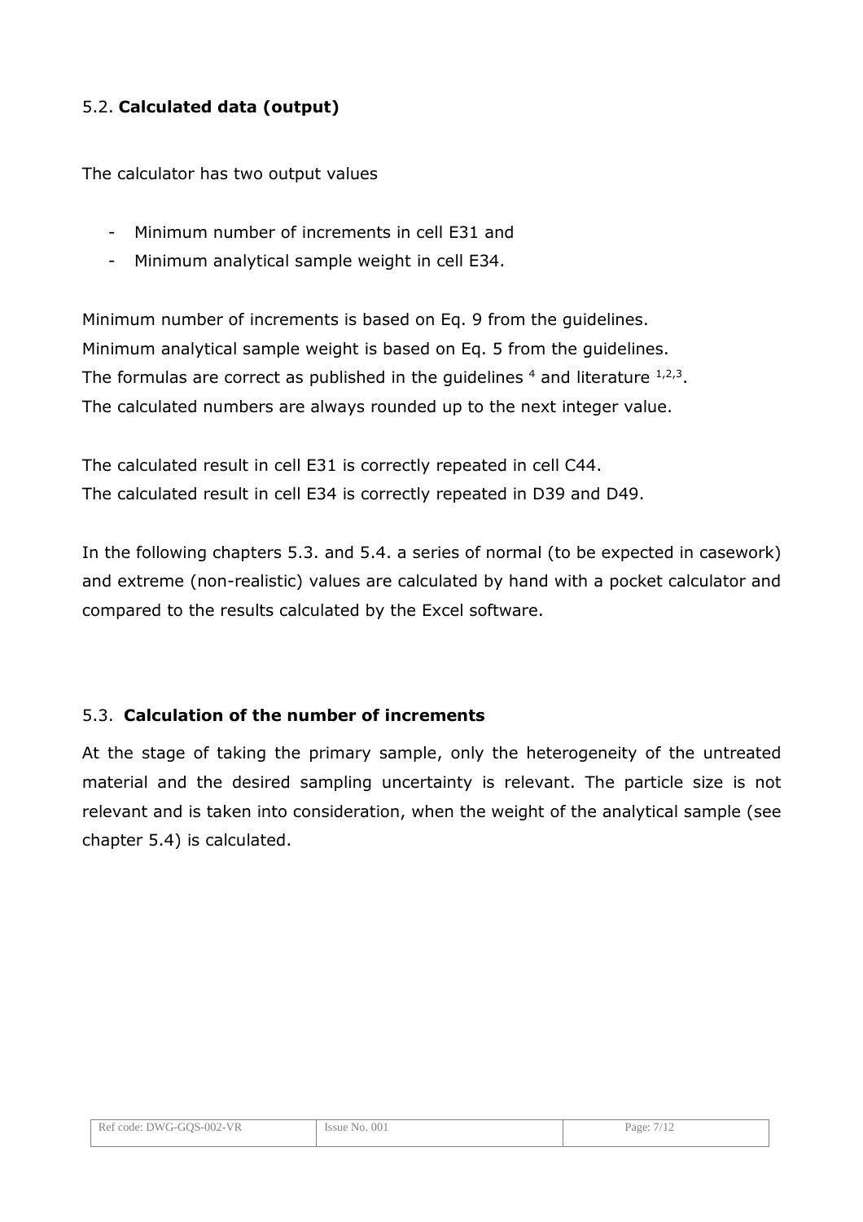## 5.2. **Calculated data (output)**

The calculator has two output values

- Minimum number of increments in cell E31 and
- Minimum analytical sample weight in cell E34.

Minimum number of increments is based on Eq. 9 from the guidelines.
Minimum analytical sample weight is based on Eq. 5 from the guidelines.
The formulas are correct as published in the guidelines [4] and literature [1,2,3].
The calculated numbers are always rounded up to the next integer value.

The calculated result in cell E31 is correctly repeated in cell C44.
The calculated result in cell E34 is correctly repeated in D39 and D49.

In the following chapters 5.3. and 5.4. a series of normal (to be expected in casework) and extreme (non-realistic) values are calculated by hand with a pocket calculator and compared to the results calculated by the Excel software.

## 5.3. **Calculation of the number of increments**

At the stage of taking the primary sample, only the heterogeneity of the untreated material and the desired sampling uncertainty is relevant. The particle size is not relevant and is taken into consideration, when the weight of the analytical sample (see chapter 5.4) is calculated.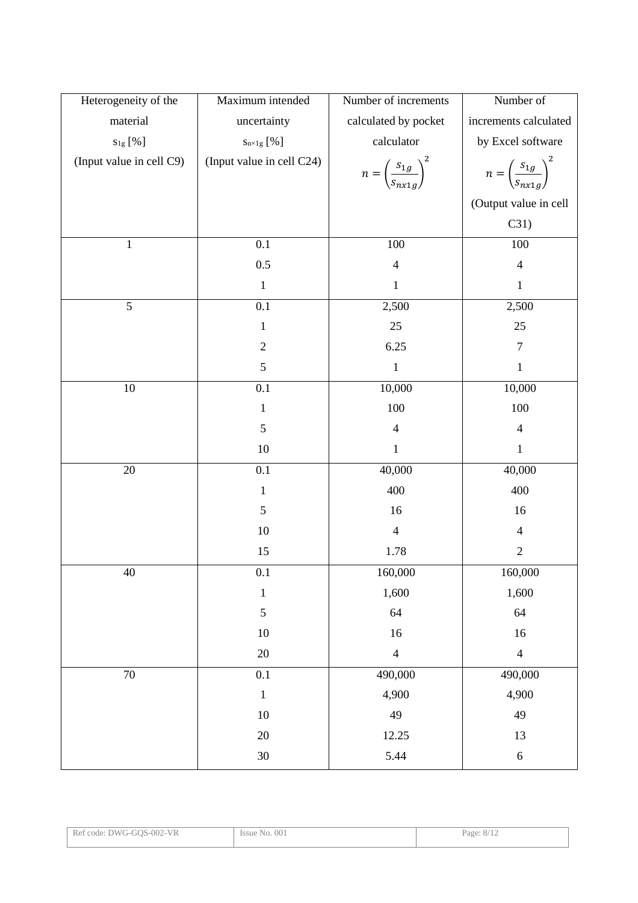| Heterogeneity of the material $s_{1g}$ [%] (Input value in cell C9) | Maximum intended uncertainty $s_{n \times 1g}$ [%] (Input value in cell C24) | Number of increments calculated by pocket calculator $n = \left(\frac{s_{1g}}{s_{nx1g}}\right)^2$ | Number of increments calculated by Excel software $n = \left(\frac{s_{1g}}{s_{nx1g}}\right)^2$ (Output value in cell C31) |
|---|---|---|---|
| 1 | 0.1 | 100 | 100 |
| | 0.5 | 4 | 4 |
| | 1 | 1 | 1 |
| 5 | 0.1 | 2,500 | 2,500 |
| | 1 | 25 | 25 |
| | 2 | 6.25 | 7 |
| | 5 | 1 | 1 |
| 10 | 0.1 | 10,000 | 10,000 |
| | 1 | 100 | 100 |
| | 5 | 4 | 4 |
| | 10 | 1 | 1 |
| 20 | 0.1 | 40,000 | 40,000 |
| | 1 | 400 | 400 |
| | 5 | 16 | 16 |
| | 10 | 4 | 4 |
| | 15 | 1.78 | 2 |
| 40 | 0.1 | 160,000 | 160,000 |
| | 1 | 1,600 | 1,600 |
| | 5 | 64 | 64 |
| | 10 | 16 | 16 |
| | 20 | 4 | 4 |
| 70 | 0.1 | 490,000 | 490,000 |
| | 1 | 4,900 | 4,900 |
| | 10 | 49 | 49 |
| | 20 | 12.25 | 13 |
| | 30 | 5.44 | 6 |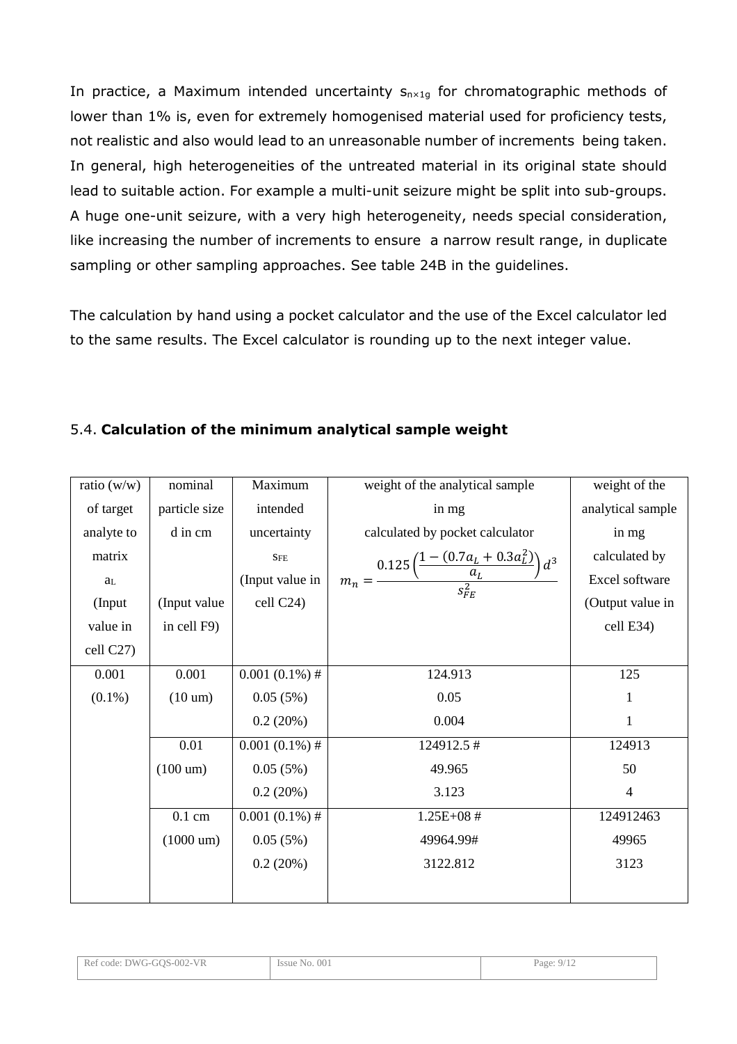In practice, a Maximum intended uncertainty $s_{n \times 1g}$ for chromatographic methods of lower than 1% is, even for extremely homogenised material used for proficiency tests, not realistic and also would lead to an unreasonable number of increments being taken. In general, high heterogeneities of the untreated material in its original state should lead to suitable action. For example a multi-unit seizure might be split into sub-groups. A huge one-unit seizure, with a very high heterogeneity, needs special consideration, like increasing the number of increments to ensure a narrow result range, in duplicate sampling or other sampling approaches. See table 24B in the guidelines.

The calculation by hand using a pocket calculator and the use of the Excel calculator led to the same results. The Excel calculator is rounding up to the next integer value.

## 5.4. **Calculation of the minimum analytical sample weight**

| ratio (w/w) of target analyte to matrix $a_L$ (Input value in cell C27) | nominal particle size d in cm (Input value in cell F9) | Maximum intended uncertainty $s_{FE}$ (Input value in cell C24) | weight of the analytical sample in mg calculated by pocket calculator $m_n = \frac{0.125\left(\frac{1-(0.7a_L+0.3a_L^2)}{a_L}\right)d^3}{s_{FE}^2}$ | weight of the analytical sample in mg calculated by Excel software (Output value in cell E34) |
|---|---|---|---|---|
| 0.001 (0.1%) | 0.001 (10 um) | 0.001 (0.1%) # | 124.913 | 125 |
| | | 0.05 (5%) | 0.05 | 1 |
| | | 0.2 (20%) | 0.004 | 1 |
| | 0.01 (100 um) | 0.001 (0.1%) # | 124912.5 # | 124913 |
| | | 0.05 (5%) | 49.965 | 50 |
| | | 0.2 (20%) | 3.123 | 4 |
| | 0.1 cm (1000 um) | 0.001 (0.1%) # | 1.25E+08 # | 124912463 |
| | | 0.05 (5%) | 49964.99# | 49965 |
| | | 0.2 (20%) | 3122.812 | 3123 |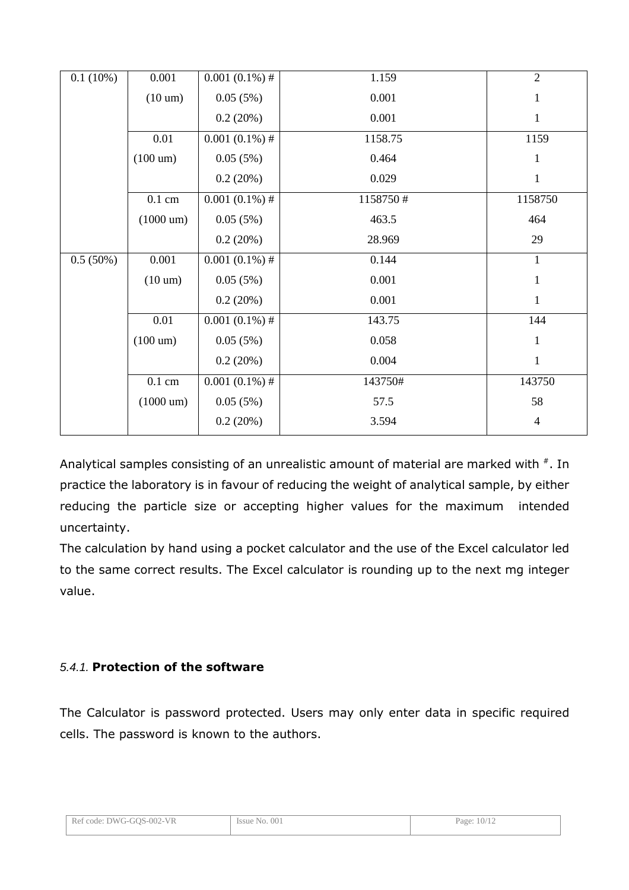| | | | | |
|---|---|---|---|---|
| 0.1 (10%) | 0.001 (10 um) | 0.001 (0.1%) # | 1.159 | 2 |
| | | 0.05 (5%) | 0.001 | 1 |
| | | 0.2 (20%) | 0.001 | 1 |
| | 0.01 (100 um) | 0.001 (0.1%) # | 1158.75 | 1159 |
| | | 0.05 (5%) | 0.464 | 1 |
| | | 0.2 (20%) | 0.029 | 1 |
| | 0.1 cm (1000 um) | 0.001 (0.1%) # | 1158750 # | 1158750 |
| | | 0.05 (5%) | 463.5 | 464 |
| | | 0.2 (20%) | 28.969 | 29 |
| 0.5 (50%) | 0.001 (10 um) | 0.001 (0.1%) # | 0.144 | 1 |
| | | 0.05 (5%) | 0.001 | 1 |
| | | 0.2 (20%) | 0.001 | 1 |
| | 0.01 (100 um) | 0.001 (0.1%) # | 143.75 | 144 |
| | | 0.05 (5%) | 0.058 | 1 |
| | | 0.2 (20%) | 0.004 | 1 |
| | 0.1 cm (1000 um) | 0.001 (0.1%) # | 143750# | 143750 |
| | | 0.05 (5%) | 57.5 | 58 |
| | | 0.2 (20%) | 3.594 | 4 |

Analytical samples consisting of an unrealistic amount of material are marked with #. In practice the laboratory is in favour of reducing the weight of analytical sample, by either reducing the particle size or accepting higher values for the maximum intended uncertainty.

The calculation by hand using a pocket calculator and the use of the Excel calculator led to the same correct results. The Excel calculator is rounding up to the next mg integer value.

#### *5.4.1.* **Protection of the software**

The Calculator is password protected. Users may only enter data in specific required cells. The password is known to the authors.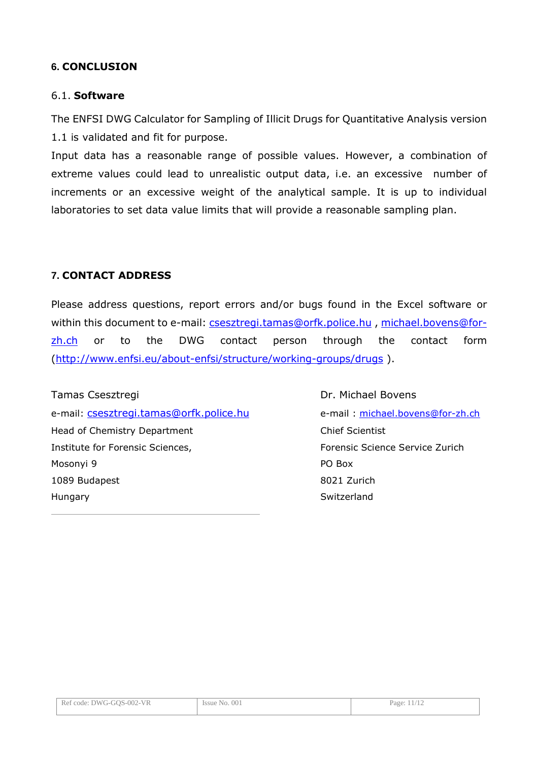## 6. CONCLUSION

### 6.1. **Software**

The ENFSI DWG Calculator for Sampling of Illicit Drugs for Quantitative Analysis version 1.1 is validated and fit for purpose.

Input data has a reasonable range of possible values. However, a combination of extreme values could lead to unrealistic output data, i.e. an excessive number of increments or an excessive weight of the analytical sample. It is up to individual laboratories to set data value limits that will provide a reasonable sampling plan.

## 7. CONTACT ADDRESS

Please address questions, report errors and/or bugs found in the Excel software or within this document to e-mail: csesztregi.tamas@orfk.police.hu , michael.bovens@for-zh.ch or to the DWG contact person through the contact form (http://www.enfsi.eu/about-enfsi/structure/working-groups/drugs ).

Tamas Csesztregi
e-mail: csesztregi.tamas@orfk.police.hu
Head of Chemistry Department
Institute for Forensic Sciences,
Mosonyi 9
1089 Budapest
Hungary

Dr. Michael Bovens
e-mail : michael.bovens@for-zh.ch
Chief Scientist
Forensic Science Service Zurich
PO Box
8021 Zurich
Switzerland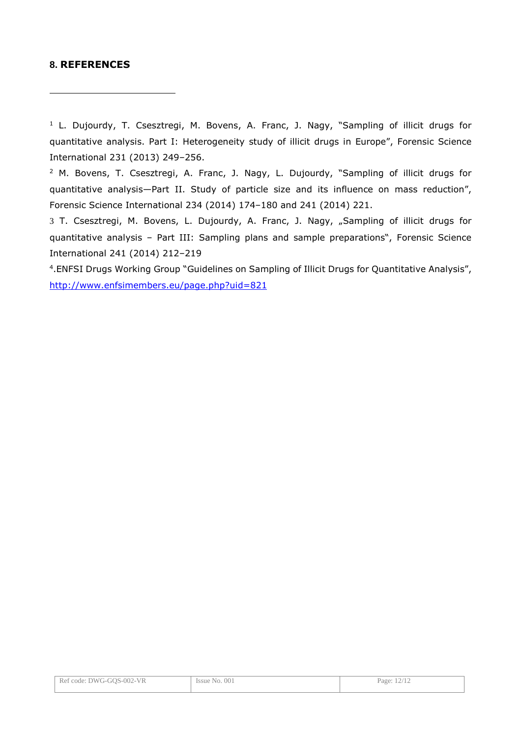## 8. REFERENCES

---

[1] L. Dujourdy, T. Csesztregi, M. Bovens, A. Franc, J. Nagy, "Sampling of illicit drugs for quantitative analysis. Part I: Heterogeneity study of illicit drugs in Europe", Forensic Science International 231 (2013) 249–256.

[2] M. Bovens, T. Csesztregi, A. Franc, J. Nagy, L. Dujourdy, "Sampling of illicit drugs for quantitative analysis—Part II. Study of particle size and its influence on mass reduction", Forensic Science International 234 (2014) 174–180 and 241 (2014) 221.

3 T. Csesztregi, M. Bovens, L. Dujourdy, A. Franc, J. Nagy, „Sampling of illicit drugs for quantitative analysis – Part III: Sampling plans and sample preparations", Forensic Science International 241 (2014) 212–219

[4].ENFSI Drugs Working Group "Guidelines on Sampling of Illicit Drugs for Quantitative Analysis", http://www.enfsimembers.eu/page.php?uid=821